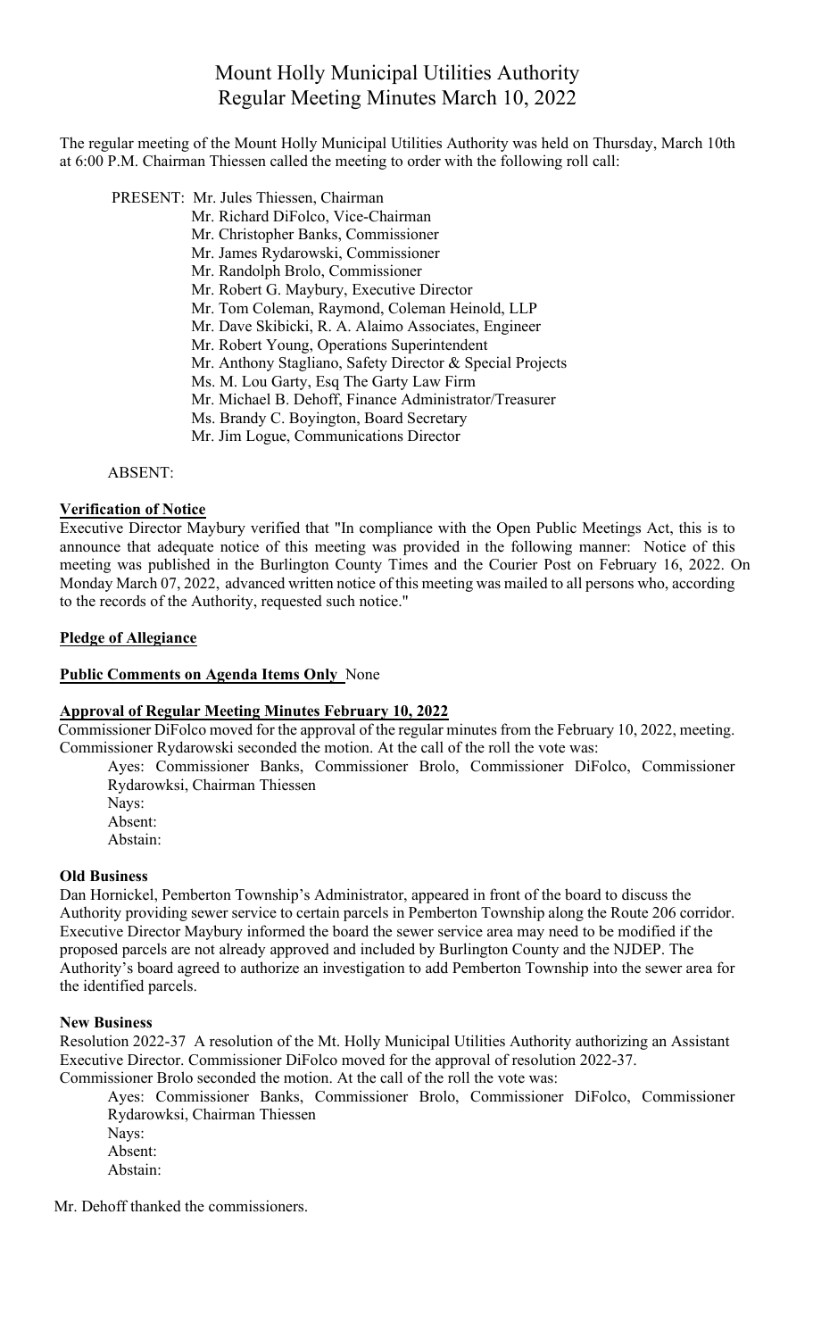# Mount Holly Municipal Utilities Authority
## Regular Meeting Minutes March 10, 2022

The regular meeting of the Mount Holly Municipal Utilities Authority was held on Thursday, March 10th at 6:00 P.M. Chairman Thiessen called the meeting to order with the following roll call:

PRESENT: Mr. Jules Thiessen, Chairman
Mr. Richard DiFolco, Vice-Chairman
Mr. Christopher Banks, Commissioner
Mr. James Rydarowski, Commissioner
Mr. Randolph Brolo, Commissioner
Mr. Robert G. Maybury, Executive Director
Mr. Tom Coleman, Raymond, Coleman Heinold, LLP
Mr. Dave Skibicki, R. A. Alaimo Associates, Engineer
Mr. Robert Young, Operations Superintendent
Mr. Anthony Stagliano, Safety Director & Special Projects
Ms. M. Lou Garty, Esq The Garty Law Firm
Mr. Michael B. Dehoff, Finance Administrator/Treasurer
Ms. Brandy C. Boyington, Board Secretary
Mr. Jim Logue, Communications Director

ABSENT:

**Verification of Notice**

Executive Director Maybury verified that "In compliance with the Open Public Meetings Act, this is to announce that adequate notice of this meeting was provided in the following manner: Notice of this meeting was published in the Burlington County Times and the Courier Post on February 16, 2022. On Monday March 07, 2022, advanced written notice of this meeting was mailed to all persons who, according to the records of the Authority, requested such notice."

**Pledge of Allegiance**

**Public Comments on Agenda Items Only** None

**Approval of Regular Meeting Minutes February 10, 2022**

Commissioner DiFolco moved for the approval of the regular minutes from the February 10, 2022, meeting. Commissioner Rydarowski seconded the motion. At the call of the roll the vote was:

Ayes: Commissioner Banks, Commissioner Brolo, Commissioner DiFolco, Commissioner Rydarowksi, Chairman Thiessen
Nays:
Absent:
Abstain:

**Old Business**

Dan Hornickel, Pemberton Township's Administrator, appeared in front of the board to discuss the Authority providing sewer service to certain parcels in Pemberton Township along the Route 206 corridor. Executive Director Maybury informed the board the sewer service area may need to be modified if the proposed parcels are not already approved and included by Burlington County and the NJDEP. The Authority's board agreed to authorize an investigation to add Pemberton Township into the sewer area for the identified parcels.

**New Business**

Resolution 2022-37 A resolution of the Mt. Holly Municipal Utilities Authority authorizing an Assistant Executive Director. Commissioner DiFolco moved for the approval of resolution 2022-37. Commissioner Brolo seconded the motion. At the call of the roll the vote was:

Ayes: Commissioner Banks, Commissioner Brolo, Commissioner DiFolco, Commissioner Rydarowksi, Chairman Thiessen
Nays:
Absent:
Abstain:

Mr. Dehoff thanked the commissioners.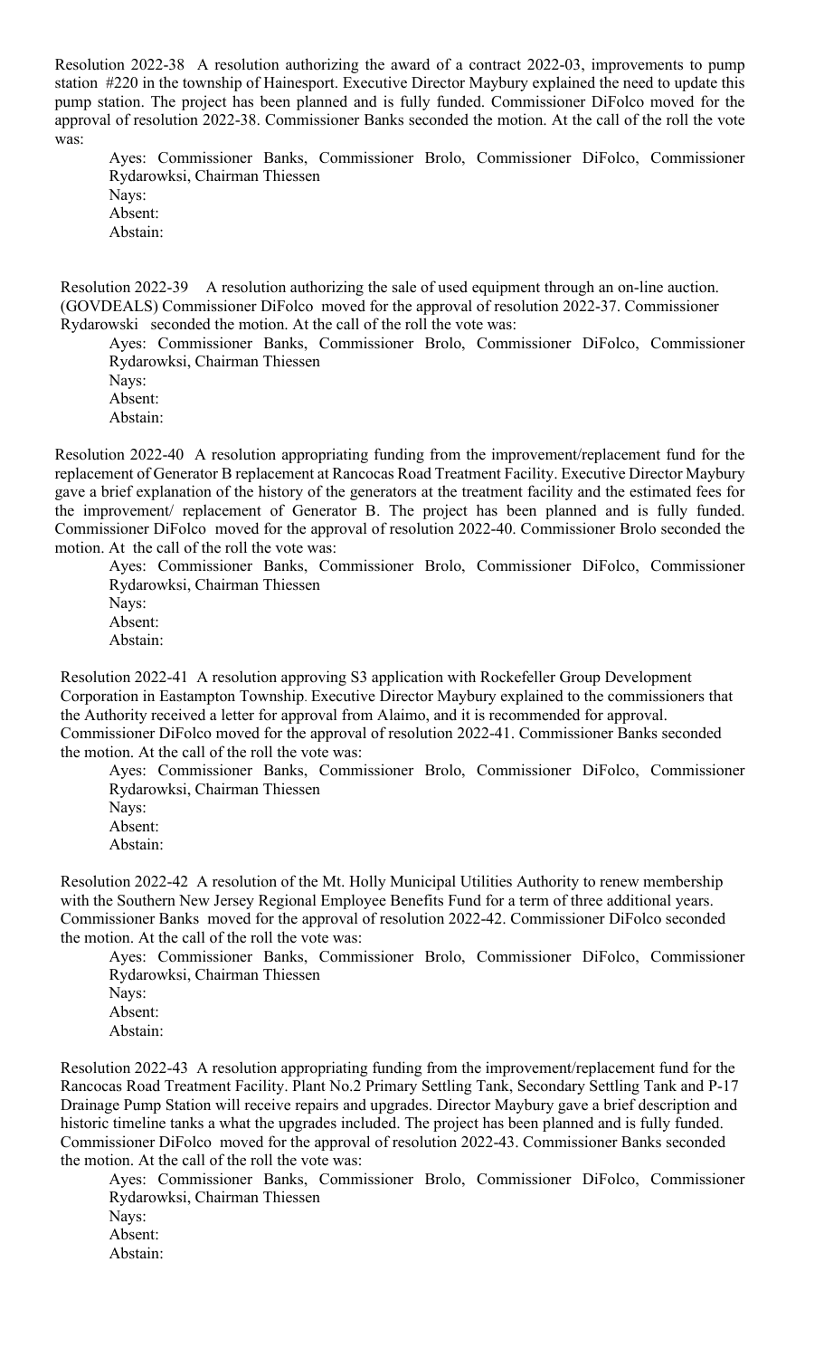Resolution 2022-38 A resolution authorizing the award of a contract 2022-03, improvements to pump station #220 in the township of Hainesport. Executive Director Maybury explained the need to update this pump station. The project has been planned and is fully funded. Commissioner DiFolco moved for the approval of resolution 2022-38. Commissioner Banks seconded the motion. At the call of the roll the vote was:

Ayes: Commissioner Banks, Commissioner Brolo, Commissioner DiFolco, Commissioner Rydarowksi, Chairman Thiessen
Nays:
Absent:
Abstain:

Resolution 2022-39 A resolution authorizing the sale of used equipment through an on-line auction. (GOVDEALS) Commissioner DiFolco moved for the approval of resolution 2022-37. Commissioner Rydarowski seconded the motion. At the call of the roll the vote was:

Ayes: Commissioner Banks, Commissioner Brolo, Commissioner DiFolco, Commissioner Rydarowksi, Chairman Thiessen
Nays:
Absent:
Abstain:

Resolution 2022-40 A resolution appropriating funding from the improvement/replacement fund for the replacement of Generator B replacement at Rancocas Road Treatment Facility. Executive Director Maybury gave a brief explanation of the history of the generators at the treatment facility and the estimated fees for the improvement/ replacement of Generator B. The project has been planned and is fully funded. Commissioner DiFolco moved for the approval of resolution 2022-40. Commissioner Brolo seconded the motion. At the call of the roll the vote was:

Ayes: Commissioner Banks, Commissioner Brolo, Commissioner DiFolco, Commissioner Rydarowksi, Chairman Thiessen
Nays:
Absent:
Abstain:

Resolution 2022-41 A resolution approving S3 application with Rockefeller Group Development Corporation in Eastampton Township. Executive Director Maybury explained to the commissioners that the Authority received a letter for approval from Alaimo, and it is recommended for approval. Commissioner DiFolco moved for the approval of resolution 2022-41. Commissioner Banks seconded the motion. At the call of the roll the vote was:

Ayes: Commissioner Banks, Commissioner Brolo, Commissioner DiFolco, Commissioner Rydarowksi, Chairman Thiessen
Nays:
Absent:
Abstain:

Resolution 2022-42 A resolution of the Mt. Holly Municipal Utilities Authority to renew membership with the Southern New Jersey Regional Employee Benefits Fund for a term of three additional years. Commissioner Banks moved for the approval of resolution 2022-42. Commissioner DiFolco seconded the motion. At the call of the roll the vote was:

Ayes: Commissioner Banks, Commissioner Brolo, Commissioner DiFolco, Commissioner Rydarowksi, Chairman Thiessen
Nays:
Absent:
Abstain:

Resolution 2022-43 A resolution appropriating funding from the improvement/replacement fund for the Rancocas Road Treatment Facility. Plant No.2 Primary Settling Tank, Secondary Settling Tank and P-17 Drainage Pump Station will receive repairs and upgrades. Director Maybury gave a brief description and historic timeline tanks a what the upgrades included. The project has been planned and is fully funded. Commissioner DiFolco moved for the approval of resolution 2022-43. Commissioner Banks seconded the motion. At the call of the roll the vote was:

Ayes: Commissioner Banks, Commissioner Brolo, Commissioner DiFolco, Commissioner Rydarowksi, Chairman Thiessen
Nays:
Absent:
Abstain: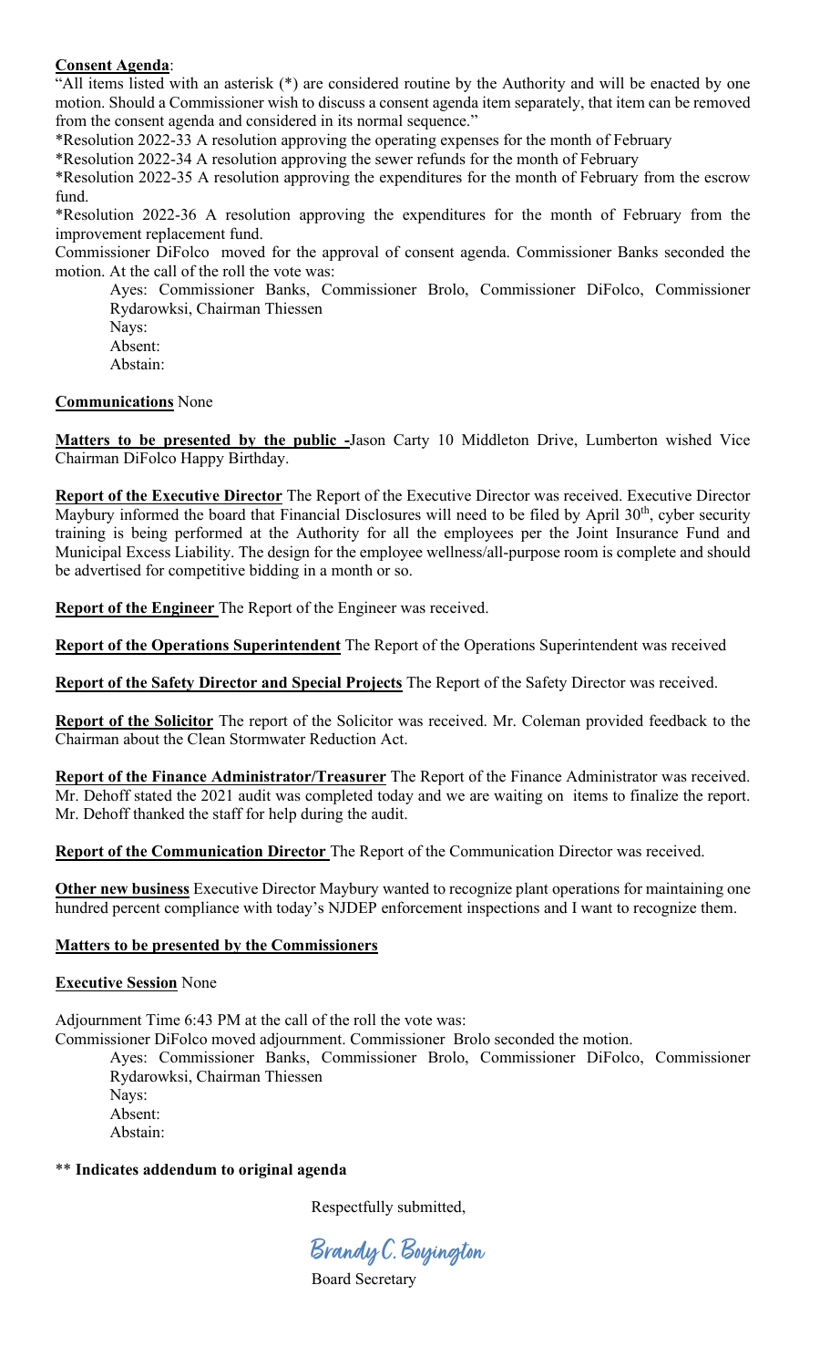**Consent Agenda**:

"All items listed with an asterisk (*) are considered routine by the Authority and will be enacted by one motion. Should a Commissioner wish to discuss a consent agenda item separately, that item can be removed from the consent agenda and considered in its normal sequence."

*Resolution 2022-33 A resolution approving the operating expenses for the month of February

*Resolution 2022-34 A resolution approving the sewer refunds for the month of February

*Resolution 2022-35 A resolution approving the expenditures for the month of February from the escrow fund.

*Resolution 2022-36 A resolution approving the expenditures for the month of February from the improvement replacement fund.

Commissioner DiFolco moved for the approval of consent agenda. Commissioner Banks seconded the motion. At the call of the roll the vote was:

Ayes: Commissioner Banks, Commissioner Brolo, Commissioner DiFolco, Commissioner Rydarowksi, Chairman Thiessen
Nays:
Absent:
Abstain:

**Communications** None

**Matters to be presented by the public -**Jason Carty 10 Middleton Drive, Lumberton wished Vice Chairman DiFolco Happy Birthday.

**Report of the Executive Director** The Report of the Executive Director was received. Executive Director Maybury informed the board that Financial Disclosures will need to be filed by April 30th, cyber security training is being performed at the Authority for all the employees per the Joint Insurance Fund and Municipal Excess Liability. The design for the employee wellness/all-purpose room is complete and should be advertised for competitive bidding in a month or so.

**Report of the Engineer** The Report of the Engineer was received.

**Report of the Operations Superintendent** The Report of the Operations Superintendent was received

**Report of the Safety Director and Special Projects** The Report of the Safety Director was received.

**Report of the Solicitor** The report of the Solicitor was received. Mr. Coleman provided feedback to the Chairman about the Clean Stormwater Reduction Act.

**Report of the Finance Administrator/Treasurer** The Report of the Finance Administrator was received. Mr. Dehoff stated the 2021 audit was completed today and we are waiting on items to finalize the report. Mr. Dehoff thanked the staff for help during the audit.

**Report of the Communication Director** The Report of the Communication Director was received.

**Other new business** Executive Director Maybury wanted to recognize plant operations for maintaining one hundred percent compliance with today's NJDEP enforcement inspections and I want to recognize them.

**Matters to be presented by the Commissioners**

**Executive Session** None

Adjournment Time 6:43 PM at the call of the roll the vote was:
Commissioner DiFolco moved adjournment. Commissioner Brolo seconded the motion.

Ayes: Commissioner Banks, Commissioner Brolo, Commissioner DiFolco, Commissioner Rydarowksi, Chairman Thiessen
Nays:
Absent:
Abstain:

** **Indicates addendum to original agenda**

Respectfully submitted,

Brandy C. Boyington

Board Secretary